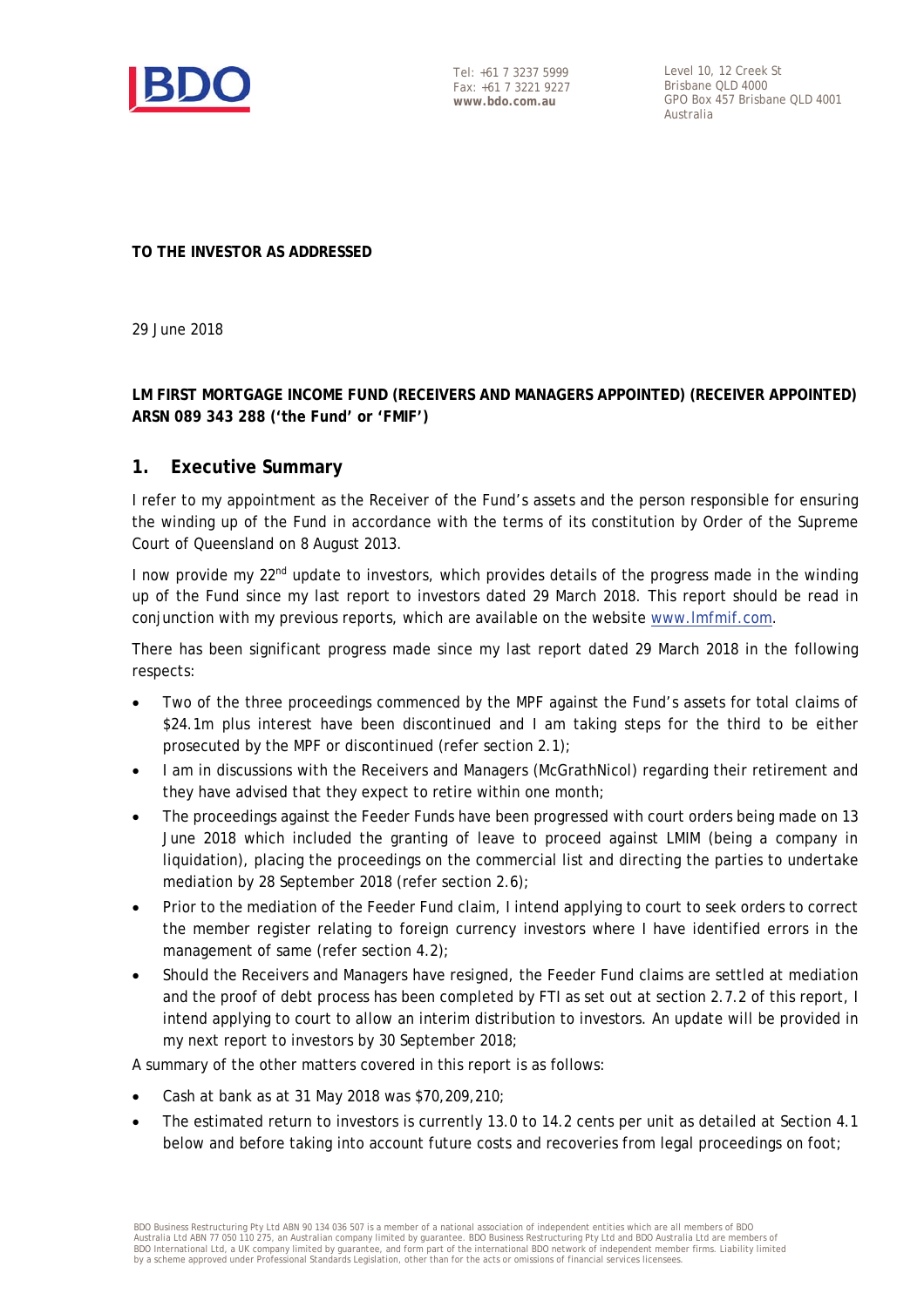Tel: +61 7 3237 5999
Fax: +61 7 3221 9227
**www.bdo.com.au**

Level 10, 12 Creek St
Brisbane QLD 4000
GPO Box 457 Brisbane QLD 4001
Australia

**TO THE INVESTOR AS ADDRESSED**

29 June 2018

**LM FIRST MORTGAGE INCOME FUND (RECEIVERS AND MANAGERS APPOINTED) (RECEIVER APPOINTED) ARSN 089 343 288 ('the Fund' or 'FMIF')**

## 1. Executive Summary

I refer to my appointment as the Receiver of the Fund's assets and the person responsible for ensuring the winding up of the Fund in accordance with the terms of its constitution by Order of the Supreme Court of Queensland on 8 August 2013.

I now provide my 22nd update to investors, which provides details of the progress made in the winding up of the Fund since my last report to investors dated 29 March 2018. This report should be read in conjunction with my previous reports, which are available on the website www.lmfmif.com.

There has been significant progress made since my last report dated 29 March 2018 in the following respects:

- Two of the three proceedings commenced by the MPF against the Fund's assets for total claims of $24.1m plus interest have been discontinued and I am taking steps for the third to be either prosecuted by the MPF or discontinued (refer section 2.1);
- I am in discussions with the Receivers and Managers (McGrathNicol) regarding their retirement and they have advised that they expect to retire within one month;
- The proceedings against the Feeder Funds have been progressed with court orders being made on 13 June 2018 which included the granting of leave to proceed against LMIM (being a company in liquidation), placing the proceedings on the commercial list and directing the parties to undertake mediation by 28 September 2018 (refer section 2.6);
- Prior to the mediation of the Feeder Fund claim, I intend applying to court to seek orders to correct the member register relating to foreign currency investors where I have identified errors in the management of same (refer section 4.2);
- Should the Receivers and Managers have resigned, the Feeder Fund claims are settled at mediation and the proof of debt process has been completed by FTI as set out at section 2.7.2 of this report, I intend applying to court to allow an interim distribution to investors. An update will be provided in my next report to investors by 30 September 2018;

A summary of the other matters covered in this report is as follows:

- Cash at bank as at 31 May 2018 was $70,209,210;
- The estimated return to investors is currently 13.0 to 14.2 cents per unit as detailed at Section 4.1 below and before taking into account future costs and recoveries from legal proceedings on foot;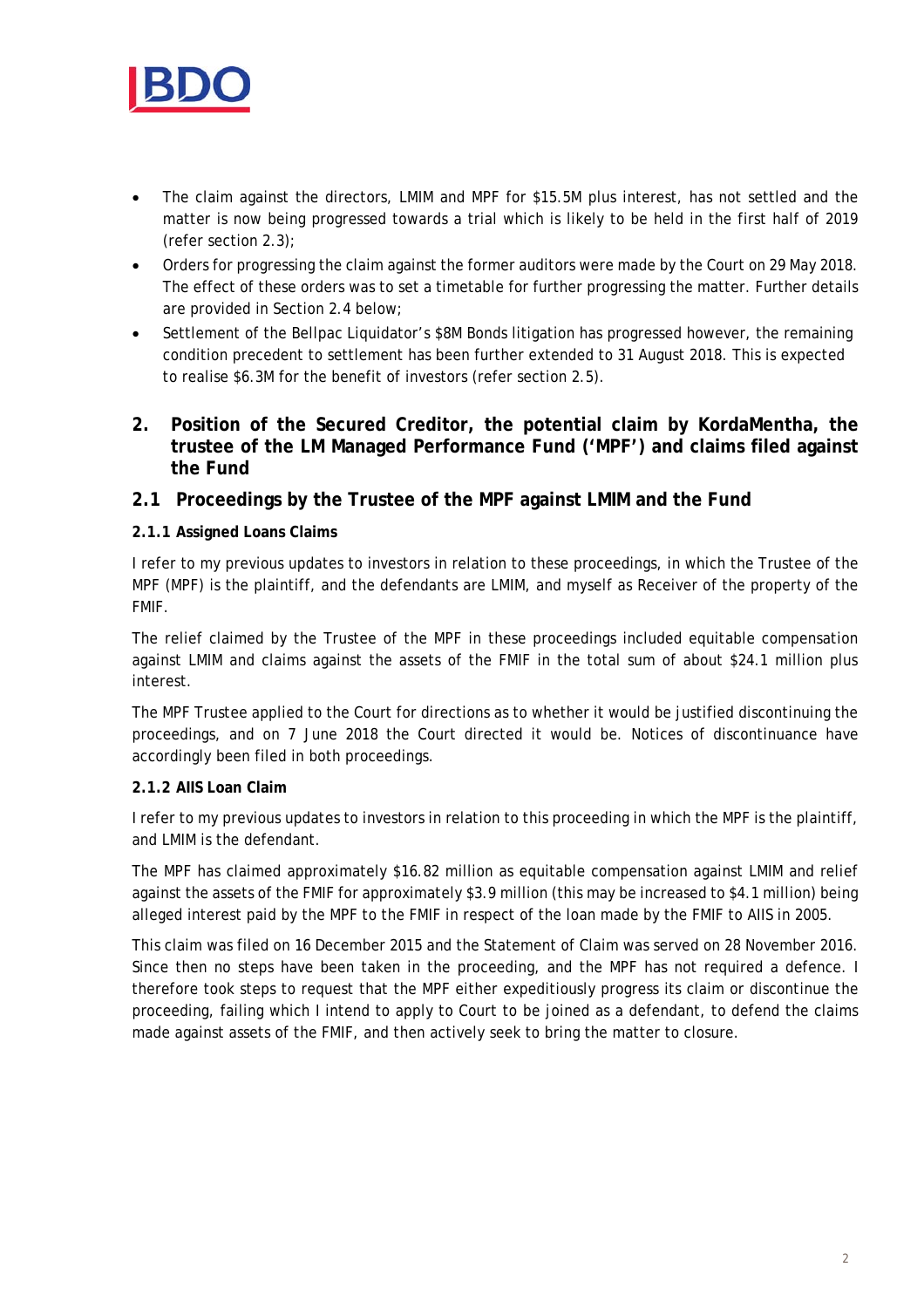- The claim against the directors, LMIM and MPF for $15.5M plus interest, has not settled and the matter is now being progressed towards a trial which is likely to be held in the first half of 2019 (refer section 2.3);
- Orders for progressing the claim against the former auditors were made by the Court on 29 May 2018. The effect of these orders was to set a timetable for further progressing the matter. Further details are provided in Section 2.4 below;
- Settlement of the Bellpac Liquidator's $8M Bonds litigation has progressed however, the remaining condition precedent to settlement has been further extended to 31 August 2018. This is expected to realise $6.3M for the benefit of investors (refer section 2.5).

## 2. Position of the Secured Creditor, the potential claim by KordaMentha, the trustee of the LM Managed Performance Fund ('MPF') and claims filed against the Fund

### 2.1 Proceedings by the Trustee of the MPF against LMIM and the Fund

#### 2.1.1 Assigned Loans Claims

I refer to my previous updates to investors in relation to these proceedings, in which the Trustee of the MPF (MPF) is the plaintiff, and the defendants are LMIM, and myself as Receiver of the property of the FMIF.

The relief claimed by the Trustee of the MPF in these proceedings included equitable compensation against LMIM and claims against the assets of the FMIF in the total sum of about $24.1 million plus interest.

The MPF Trustee applied to the Court for directions as to whether it would be justified discontinuing the proceedings, and on 7 June 2018 the Court directed it would be. Notices of discontinuance have accordingly been filed in both proceedings.

#### 2.1.2 AIIS Loan Claim

I refer to my previous updates to investors in relation to this proceeding in which the MPF is the plaintiff, and LMIM is the defendant.

The MPF has claimed approximately $16.82 million as equitable compensation against LMIM and relief against the assets of the FMIF for approximately $3.9 million (this may be increased to $4.1 million) being alleged interest paid by the MPF to the FMIF in respect of the loan made by the FMIF to AIIS in 2005.

This claim was filed on 16 December 2015 and the Statement of Claim was served on 28 November 2016. Since then no steps have been taken in the proceeding, and the MPF has not required a defence. I therefore took steps to request that the MPF either expeditiously progress its claim or discontinue the proceeding, failing which I intend to apply to Court to be joined as a defendant, to defend the claims made against assets of the FMIF, and then actively seek to bring the matter to closure.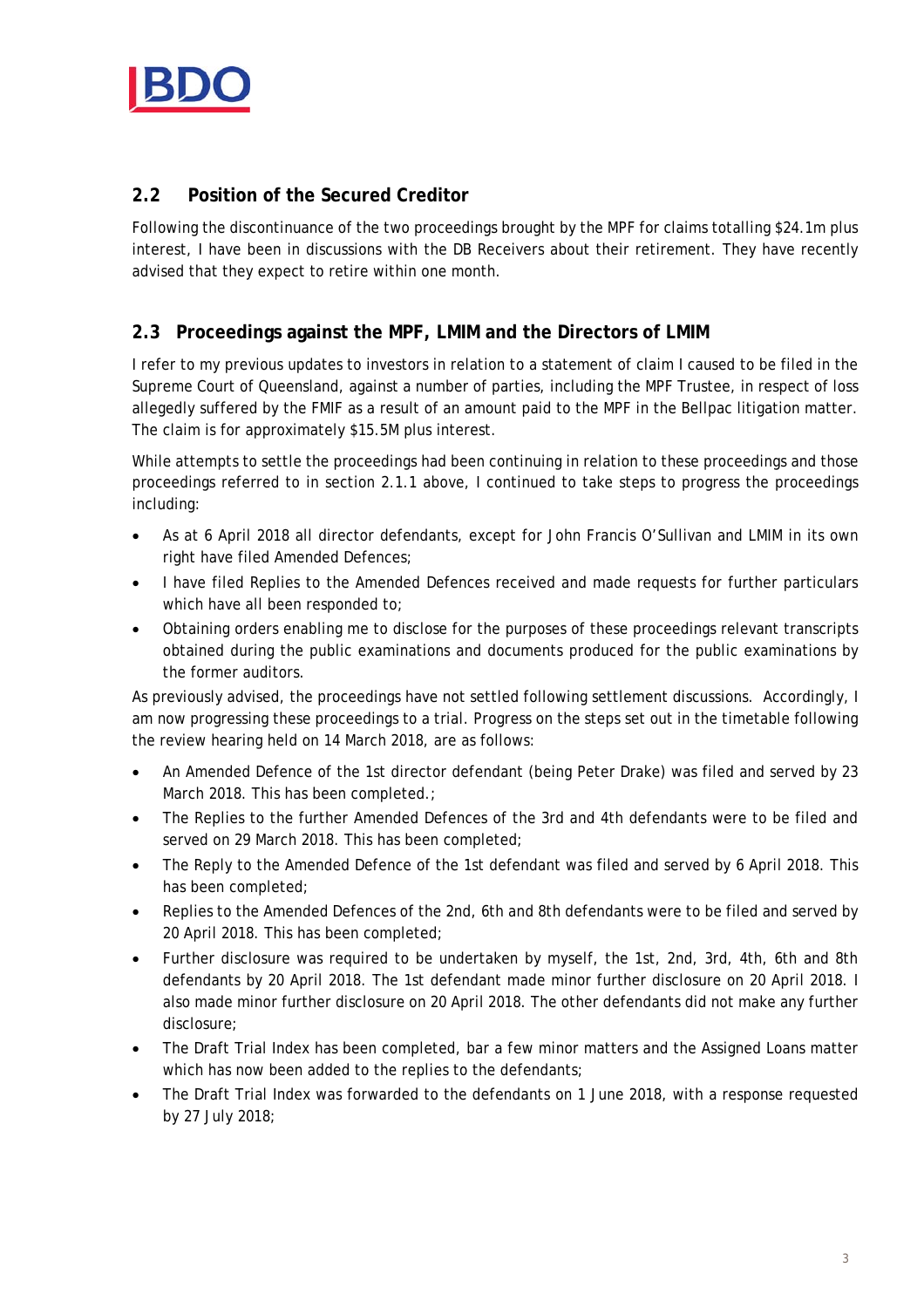## 2.2 Position of the Secured Creditor

Following the discontinuance of the two proceedings brought by the MPF for claims totalling $24.1m plus interest, I have been in discussions with the DB Receivers about their retirement. They have recently advised that they expect to retire within one month.

## 2.3 Proceedings against the MPF, LMIM and the Directors of LMIM

I refer to my previous updates to investors in relation to a statement of claim I caused to be filed in the Supreme Court of Queensland, against a number of parties, including the MPF Trustee, in respect of loss allegedly suffered by the FMIF as a result of an amount paid to the MPF in the Bellpac litigation matter. The claim is for approximately $15.5M plus interest.

While attempts to settle the proceedings had been continuing in relation to these proceedings and those proceedings referred to in section 2.1.1 above, I continued to take steps to progress the proceedings including:

- As at 6 April 2018 all director defendants, except for John Francis O'Sullivan and LMIM in its own right have filed Amended Defences;
- I have filed Replies to the Amended Defences received and made requests for further particulars which have all been responded to;
- Obtaining orders enabling me to disclose for the purposes of these proceedings relevant transcripts obtained during the public examinations and documents produced for the public examinations by the former auditors.

As previously advised, the proceedings have not settled following settlement discussions. Accordingly, I am now progressing these proceedings to a trial. Progress on the steps set out in the timetable following the review hearing held on 14 March 2018, are as follows:

- An Amended Defence of the 1st director defendant (being Peter Drake) was filed and served by 23 March 2018. This has been completed.;
- The Replies to the further Amended Defences of the 3rd and 4th defendants were to be filed and served on 29 March 2018. This has been completed;
- The Reply to the Amended Defence of the 1st defendant was filed and served by 6 April 2018. This has been completed;
- Replies to the Amended Defences of the 2nd, 6th and 8th defendants were to be filed and served by 20 April 2018. This has been completed;
- Further disclosure was required to be undertaken by myself, the 1st, 2nd, 3rd, 4th, 6th and 8th defendants by 20 April 2018. The 1st defendant made minor further disclosure on 20 April 2018. I also made minor further disclosure on 20 April 2018. The other defendants did not make any further disclosure;
- The Draft Trial Index has been completed, bar a few minor matters and the Assigned Loans matter which has now been added to the replies to the defendants;
- The Draft Trial Index was forwarded to the defendants on 1 June 2018, with a response requested by 27 July 2018;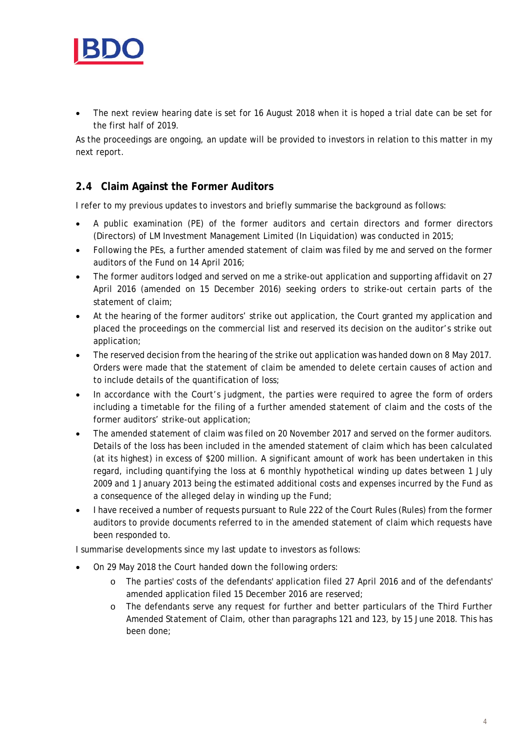- The next review hearing date is set for 16 August 2018 when it is hoped a trial date can be set for the first half of 2019.

As the proceedings are ongoing, an update will be provided to investors in relation to this matter in my next report.

## 2.4 Claim Against the Former Auditors

I refer to my previous updates to investors and briefly summarise the background as follows:

- A public examination (PE) of the former auditors and certain directors and former directors (Directors) of LM Investment Management Limited (In Liquidation) was conducted in 2015;
- Following the PEs, a further amended statement of claim was filed by me and served on the former auditors of the Fund on 14 April 2016;
- The former auditors lodged and served on me a strike-out application and supporting affidavit on 27 April 2016 (amended on 15 December 2016) seeking orders to strike-out certain parts of the statement of claim;
- At the hearing of the former auditors' strike out application, the Court granted my application and placed the proceedings on the commercial list and reserved its decision on the auditor's strike out application;
- The reserved decision from the hearing of the strike out application was handed down on 8 May 2017. Orders were made that the statement of claim be amended to delete certain causes of action and to include details of the quantification of loss;
- In accordance with the Court's judgment, the parties were required to agree the form of orders including a timetable for the filing of a further amended statement of claim and the costs of the former auditors' strike-out application;
- The amended statement of claim was filed on 20 November 2017 and served on the former auditors. Details of the loss has been included in the amended statement of claim which has been calculated (at its highest) in excess of $200 million. A significant amount of work has been undertaken in this regard, including quantifying the loss at 6 monthly hypothetical winding up dates between 1 July 2009 and 1 January 2013 being the estimated additional costs and expenses incurred by the Fund as a consequence of the alleged delay in winding up the Fund;
- I have received a number of requests pursuant to Rule 222 of the Court Rules (Rules) from the former auditors to provide documents referred to in the amended statement of claim which requests have been responded to.

I summarise developments since my last update to investors as follows:

- On 29 May 2018 the Court handed down the following orders:
  - The parties' costs of the defendants' application filed 27 April 2016 and of the defendants' amended application filed 15 December 2016 are reserved;
  - The defendants serve any request for further and better particulars of the Third Further Amended Statement of Claim, other than paragraphs 121 and 123, by 15 June 2018. This has been done;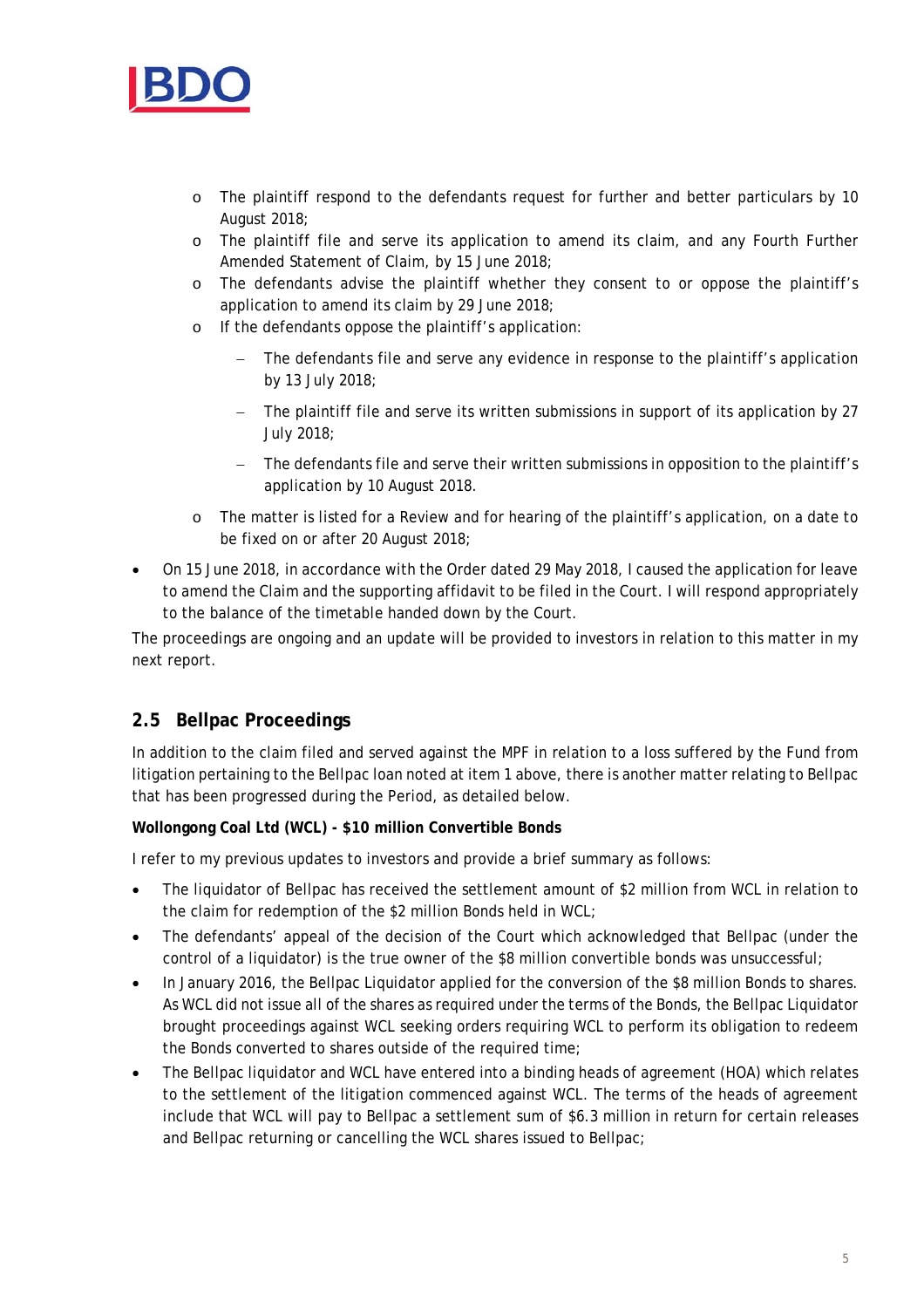- The plaintiff respond to the defendants request for further and better particulars by 10 August 2018;
  - The plaintiff file and serve its application to amend its claim, and any Fourth Further Amended Statement of Claim, by 15 June 2018;
  - The defendants advise the plaintiff whether they consent to or oppose the plaintiff's application to amend its claim by 29 June 2018;
  - If the defendants oppose the plaintiff's application:
    - The defendants file and serve any evidence in response to the plaintiff's application by 13 July 2018;
    - The plaintiff file and serve its written submissions in support of its application by 27 July 2018;
    - The defendants file and serve their written submissions in opposition to the plaintiff's application by 10 August 2018.
  - The matter is listed for a Review and for hearing of the plaintiff's application, on a date to be fixed on or after 20 August 2018;
- On 15 June 2018, in accordance with the Order dated 29 May 2018, I caused the application for leave to amend the Claim and the supporting affidavit to be filed in the Court. I will respond appropriately to the balance of the timetable handed down by the Court.

The proceedings are ongoing and an update will be provided to investors in relation to this matter in my next report.

## 2.5 Bellpac Proceedings

In addition to the claim filed and served against the MPF in relation to a loss suffered by the Fund from litigation pertaining to the Bellpac loan noted at item 1 above, there is another matter relating to Bellpac that has been progressed during the Period, as detailed below.

**Wollongong Coal Ltd (WCL) - $10 million Convertible Bonds**

I refer to my previous updates to investors and provide a brief summary as follows:

- The liquidator of Bellpac has received the settlement amount of $2 million from WCL in relation to the claim for redemption of the $2 million Bonds held in WCL;
- The defendants' appeal of the decision of the Court which acknowledged that Bellpac (under the control of a liquidator) is the true owner of the $8 million convertible bonds was unsuccessful;
- In January 2016, the Bellpac Liquidator applied for the conversion of the $8 million Bonds to shares. As WCL did not issue all of the shares as required under the terms of the Bonds, the Bellpac Liquidator brought proceedings against WCL seeking orders requiring WCL to perform its obligation to redeem the Bonds converted to shares outside of the required time;
- The Bellpac liquidator and WCL have entered into a binding heads of agreement (HOA) which relates to the settlement of the litigation commenced against WCL. The terms of the heads of agreement include that WCL will pay to Bellpac a settlement sum of $6.3 million in return for certain releases and Bellpac returning or cancelling the WCL shares issued to Bellpac;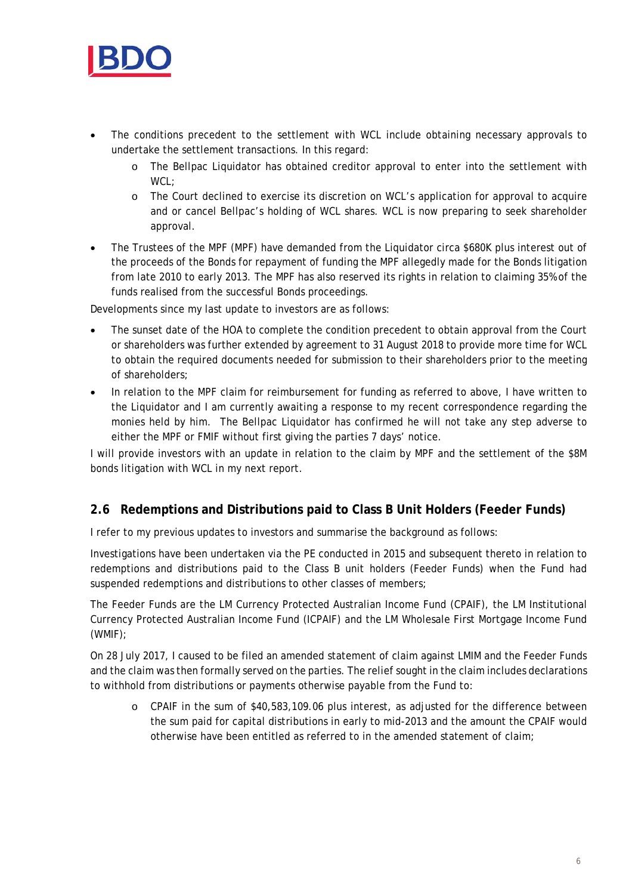- The conditions precedent to the settlement with WCL include obtaining necessary approvals to undertake the settlement transactions. In this regard:
  - The Bellpac Liquidator has obtained creditor approval to enter into the settlement with WCL;
  - The Court declined to exercise its discretion on WCL's application for approval to acquire and or cancel Bellpac's holding of WCL shares. WCL is now preparing to seek shareholder approval.
- The Trustees of the MPF (MPF) have demanded from the Liquidator circa $680K plus interest out of the proceeds of the Bonds for repayment of funding the MPF allegedly made for the Bonds litigation from late 2010 to early 2013. The MPF has also reserved its rights in relation to claiming 35% of the funds realised from the successful Bonds proceedings.

Developments since my last update to investors are as follows:

- The sunset date of the HOA to complete the condition precedent to obtain approval from the Court or shareholders was further extended by agreement to 31 August 2018 to provide more time for WCL to obtain the required documents needed for submission to their shareholders prior to the meeting of shareholders;
- In relation to the MPF claim for reimbursement for funding as referred to above, I have written to the Liquidator and I am currently awaiting a response to my recent correspondence regarding the monies held by him. The Bellpac Liquidator has confirmed he will not take any step adverse to either the MPF or FMIF without first giving the parties 7 days' notice.

I will provide investors with an update in relation to the claim by MPF and the settlement of the $8M bonds litigation with WCL in my next report.

## 2.6 Redemptions and Distributions paid to Class B Unit Holders (Feeder Funds)

I refer to my previous updates to investors and summarise the background as follows:

Investigations have been undertaken via the PE conducted in 2015 and subsequent thereto in relation to redemptions and distributions paid to the Class B unit holders (Feeder Funds) when the Fund had suspended redemptions and distributions to other classes of members;

The Feeder Funds are the LM Currency Protected Australian Income Fund (CPAIF), the LM Institutional Currency Protected Australian Income Fund (ICPAIF) and the LM Wholesale First Mortgage Income Fund (WMIF);

On 28 July 2017, I caused to be filed an amended statement of claim against LMIM and the Feeder Funds and the claim was then formally served on the parties. The relief sought in the claim includes declarations to withhold from distributions or payments otherwise payable from the Fund to:

- CPAIF in the sum of $40,583,109.06 plus interest, as adjusted for the difference between the sum paid for capital distributions in early to mid-2013 and the amount the CPAIF would otherwise have been entitled as referred to in the amended statement of claim;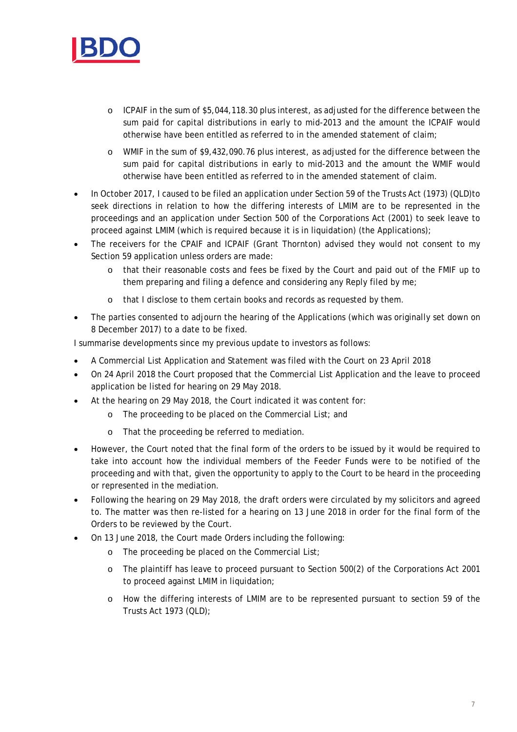- ICPAIF in the sum of $5,044,118.30 plus interest, as adjusted for the difference between the sum paid for capital distributions in early to mid-2013 and the amount the ICPAIF would otherwise have been entitled as referred to in the amended statement of claim;
  - WMIF in the sum of $9,432,090.76 plus interest, as adjusted for the difference between the sum paid for capital distributions in early to mid-2013 and the amount the WMIF would otherwise have been entitled as referred to in the amended statement of claim.
- In October 2017, I caused to be filed an application under Section 59 of the Trusts Act (1973) (QLD)to seek directions in relation to how the differing interests of LMIM are to be represented in the proceedings and an application under Section 500 of the Corporations Act (2001) to seek leave to proceed against LMIM (which is required because it is in liquidation) (the Applications);
- The receivers for the CPAIF and ICPAIF (Grant Thornton) advised they would not consent to my Section 59 application unless orders are made:
  - that their reasonable costs and fees be fixed by the Court and paid out of the FMIF up to them preparing and filing a defence and considering any Reply filed by me;
  - that I disclose to them certain books and records as requested by them.
- The parties consented to adjourn the hearing of the Applications (which was originally set down on 8 December 2017) to a date to be fixed.

I summarise developments since my previous update to investors as follows:

- A Commercial List Application and Statement was filed with the Court on 23 April 2018
- On 24 April 2018 the Court proposed that the Commercial List Application and the leave to proceed application be listed for hearing on 29 May 2018.
- At the hearing on 29 May 2018, the Court indicated it was content for:
  - The proceeding to be placed on the Commercial List; and
  - That the proceeding be referred to mediation.
- However, the Court noted that the final form of the orders to be issued by it would be required to take into account how the individual members of the Feeder Funds were to be notified of the proceeding and with that, given the opportunity to apply to the Court to be heard in the proceeding or represented in the mediation.
- Following the hearing on 29 May 2018, the draft orders were circulated by my solicitors and agreed to. The matter was then re-listed for a hearing on 13 June 2018 in order for the final form of the Orders to be reviewed by the Court.
- On 13 June 2018, the Court made Orders including the following:
  - The proceeding be placed on the Commercial List;
  - The plaintiff has leave to proceed pursuant to Section 500(2) of the Corporations Act 2001 to proceed against LMIM in liquidation;
  - How the differing interests of LMIM are to be represented pursuant to section 59 of the Trusts Act 1973 (QLD);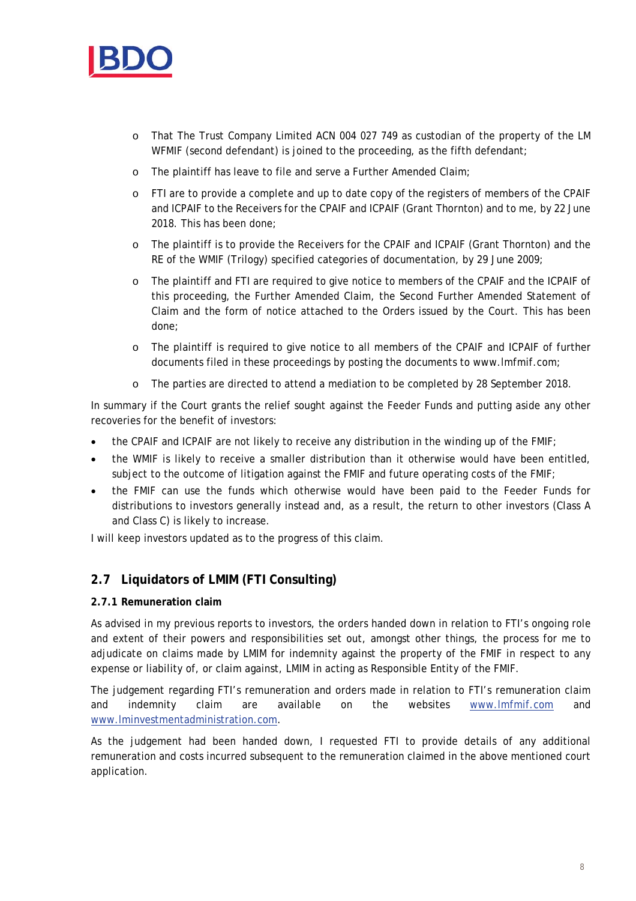- That The Trust Company Limited ACN 004 027 749 as custodian of the property of the LM WFMIF (second defendant) is joined to the proceeding, as the fifth defendant;
- The plaintiff has leave to file and serve a Further Amended Claim;
- FTI are to provide a complete and up to date copy of the registers of members of the CPAIF and ICPAIF to the Receivers for the CPAIF and ICPAIF (Grant Thornton) and to me, by 22 June 2018. This has been done;
- The plaintiff is to provide the Receivers for the CPAIF and ICPAIF (Grant Thornton) and the RE of the WMIF (Trilogy) specified categories of documentation, by 29 June 2009;
- The plaintiff and FTI are required to give notice to members of the CPAIF and the ICPAIF of this proceeding, the Further Amended Claim, the Second Further Amended Statement of Claim and the form of notice attached to the Orders issued by the Court. This has been done;
- The plaintiff is required to give notice to all members of the CPAIF and ICPAIF of further documents filed in these proceedings by posting the documents to www.lmfmif.com;
- The parties are directed to attend a mediation to be completed by 28 September 2018.

In summary if the Court grants the relief sought against the Feeder Funds and putting aside any other recoveries for the benefit of investors:

- the CPAIF and ICPAIF are not likely to receive any distribution in the winding up of the FMIF;
- the WMIF is likely to receive a smaller distribution than it otherwise would have been entitled, subject to the outcome of litigation against the FMIF and future operating costs of the FMIF;
- the FMIF can use the funds which otherwise would have been paid to the Feeder Funds for distributions to investors generally instead and, as a result, the return to other investors (Class A and Class C) is likely to increase.

I will keep investors updated as to the progress of this claim.

## 2.7 Liquidators of LMIM (FTI Consulting)

### 2.7.1 Remuneration claim

As advised in my previous reports to investors, the orders handed down in relation to FTI's ongoing role and extent of their powers and responsibilities set out, amongst other things, the process for me to adjudicate on claims made by LMIM for indemnity against the property of the FMIF in respect to any expense or liability of, or claim against, LMIM in acting as Responsible Entity of the FMIF.

The judgement regarding FTI's remuneration and orders made in relation to FTI's remuneration claim and indemnity claim are available on the websites www.lmfmif.com and www.lminvestmentadministration.com.

As the judgement had been handed down, I requested FTI to provide details of any additional remuneration and costs incurred subsequent to the remuneration claimed in the above mentioned court application.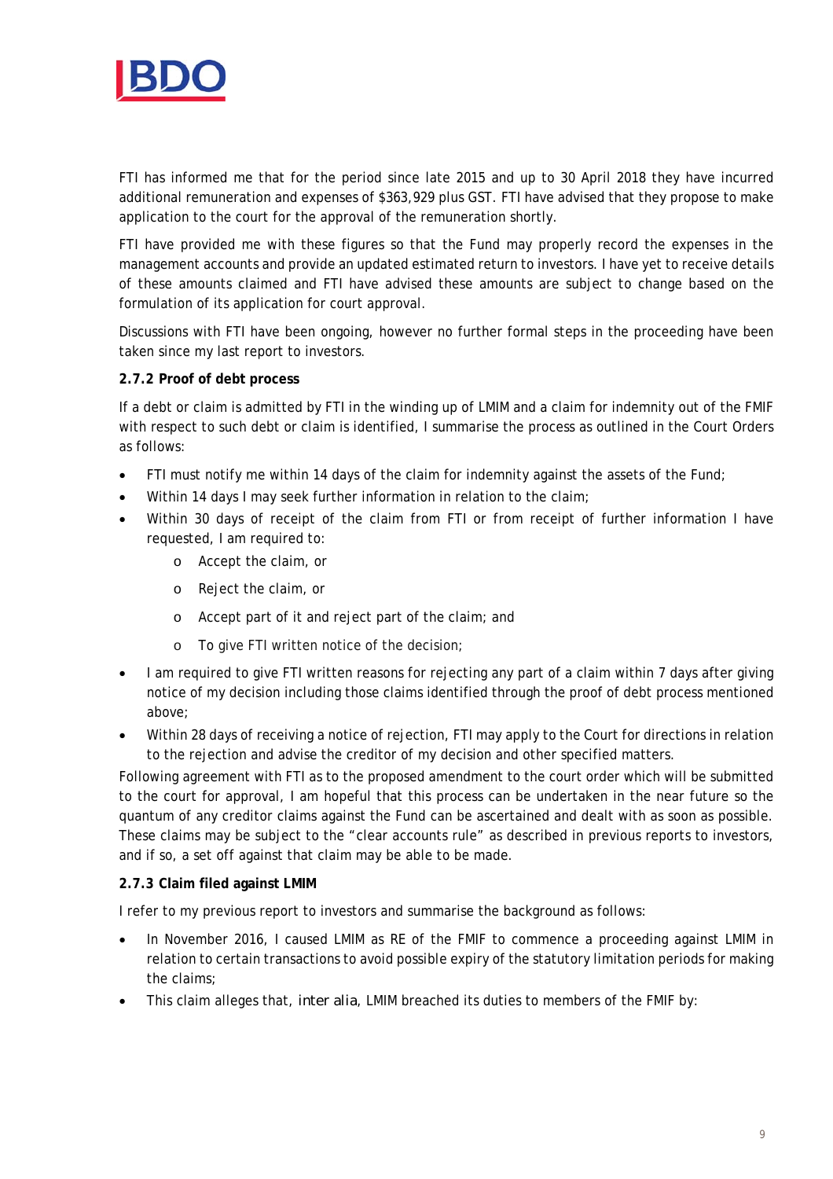FTI has informed me that for the period since late 2015 and up to 30 April 2018 they have incurred additional remuneration and expenses of $363,929 plus GST. FTI have advised that they propose to make application to the court for the approval of the remuneration shortly.

FTI have provided me with these figures so that the Fund may properly record the expenses in the management accounts and provide an updated estimated return to investors. I have yet to receive details of these amounts claimed and FTI have advised these amounts are subject to change based on the formulation of its application for court approval.

Discussions with FTI have been ongoing, however no further formal steps in the proceeding have been taken since my last report to investors.

**2.7.2 Proof of debt process**

If a debt or claim is admitted by FTI in the winding up of LMIM and a claim for indemnity out of the FMIF with respect to such debt or claim is identified, I summarise the process as outlined in the Court Orders as follows:

- FTI must notify me within 14 days of the claim for indemnity against the assets of the Fund;
- Within 14 days I may seek further information in relation to the claim;
- Within 30 days of receipt of the claim from FTI or from receipt of further information I have requested, I am required to:
  - Accept the claim, or
  - Reject the claim, or
  - Accept part of it and reject part of the claim; and
  - To give FTI written notice of the decision;
- I am required to give FTI written reasons for rejecting any part of a claim within 7 days after giving notice of my decision including those claims identified through the proof of debt process mentioned above;
- Within 28 days of receiving a notice of rejection, FTI may apply to the Court for directions in relation to the rejection and advise the creditor of my decision and other specified matters.

Following agreement with FTI as to the proposed amendment to the court order which will be submitted to the court for approval, I am hopeful that this process can be undertaken in the near future so the quantum of any creditor claims against the Fund can be ascertained and dealt with as soon as possible. These claims may be subject to the "clear accounts rule" as described in previous reports to investors, and if so, a set off against that claim may be able to be made.

**2.7.3 Claim filed against LMIM**

I refer to my previous report to investors and summarise the background as follows:

- In November 2016, I caused LMIM as RE of the FMIF to commence a proceeding against LMIM in relation to certain transactions to avoid possible expiry of the statutory limitation periods for making the claims;
- This claim alleges that, *inter alia*, LMIM breached its duties to members of the FMIF by: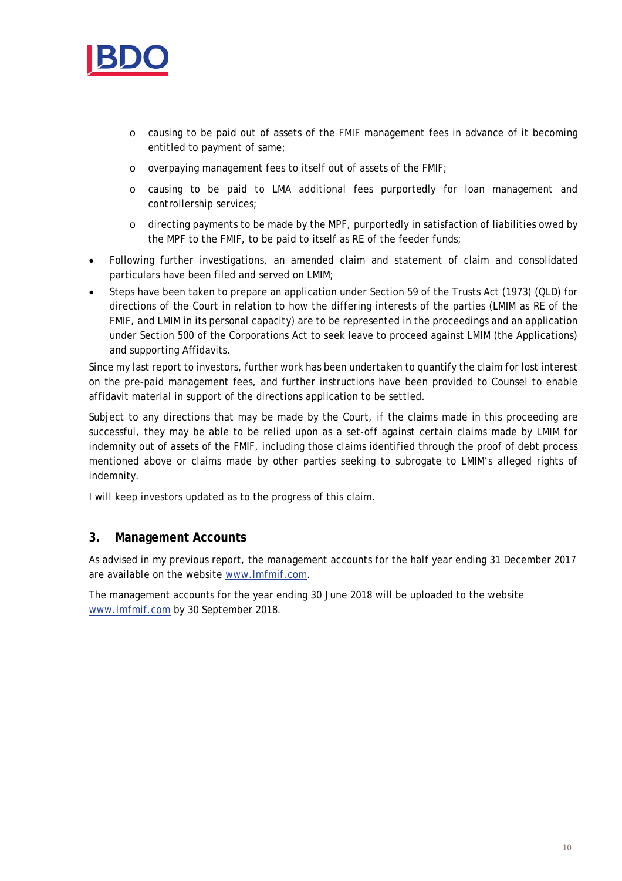- causing to be paid out of assets of the FMIF management fees in advance of it becoming entitled to payment of same;
  - overpaying management fees to itself out of assets of the FMIF;
  - causing to be paid to LMA additional fees purportedly for loan management and controllership services;
  - directing payments to be made by the MPF, purportedly in satisfaction of liabilities owed by the MPF to the FMIF, to be paid to itself as RE of the feeder funds;
- Following further investigations, an amended claim and statement of claim and consolidated particulars have been filed and served on LMIM;
- Steps have been taken to prepare an application under Section 59 of the Trusts Act (1973) (QLD) for directions of the Court in relation to how the differing interests of the parties (LMIM as RE of the FMIF, and LMIM in its personal capacity) are to be represented in the proceedings and an application under Section 500 of the Corporations Act to seek leave to proceed against LMIM (the Applications) and supporting Affidavits.

Since my last report to investors, further work has been undertaken to quantify the claim for lost interest on the pre-paid management fees, and further instructions have been provided to Counsel to enable affidavit material in support of the directions application to be settled.

Subject to any directions that may be made by the Court, if the claims made in this proceeding are successful, they may be able to be relied upon as a set-off against certain claims made by LMIM for indemnity out of assets of the FMIF, including those claims identified through the proof of debt process mentioned above or claims made by other parties seeking to subrogate to LMIM's alleged rights of indemnity.

I will keep investors updated as to the progress of this claim.

## 3. Management Accounts

As advised in my previous report, the management accounts for the half year ending 31 December 2017 are available on the website www.lmfmif.com.

The management accounts for the year ending 30 June 2018 will be uploaded to the website www.lmfmif.com by 30 September 2018.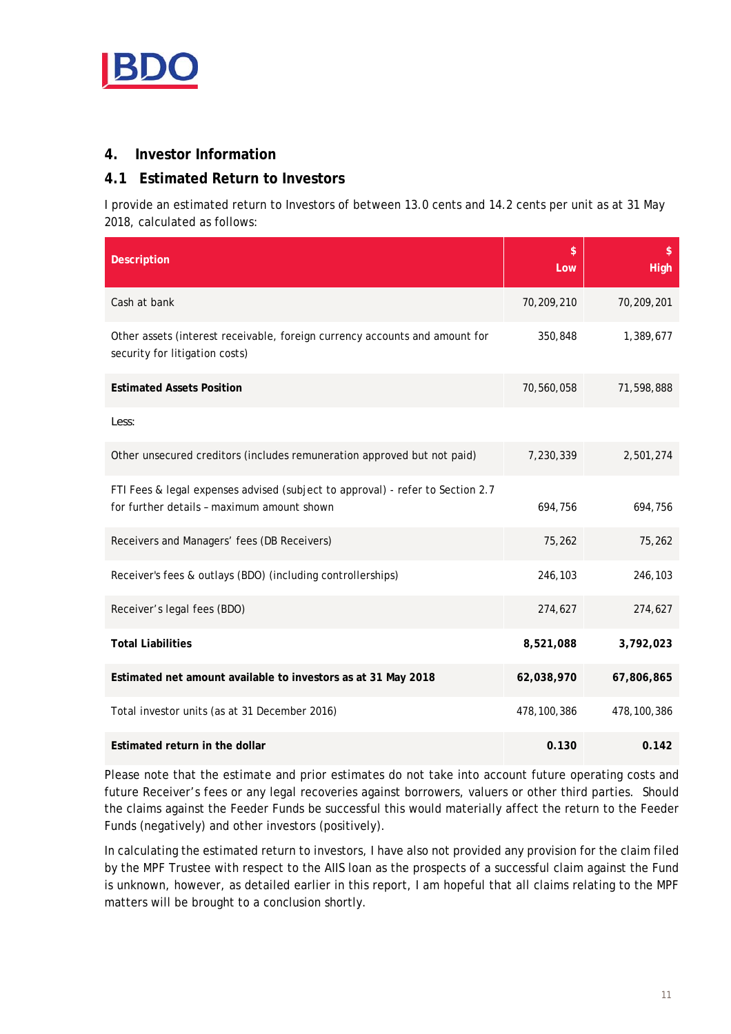## 4. Investor Information

### 4.1 Estimated Return to Investors

I provide an estimated return to Investors of between 13.0 cents and 14.2 cents per unit as at 31 May 2018, calculated as follows:

| Description | $ Low | $ High |
|---|---|---|
| Cash at bank | 70,209,210 | 70,209,201 |
| Other assets (interest receivable, foreign currency accounts and amount for security for litigation costs) | 350,848 | 1,389,677 |
| **Estimated Assets Position** | 70,560,058 | 71,598,888 |
| Less: | | |
| Other unsecured creditors (includes remuneration approved but not paid) | 7,230,339 | 2,501,274 |
| FTI Fees & legal expenses advised (subject to approval) - refer to Section 2.7 for further details – maximum amount shown | 694,756 | 694,756 |
| Receivers and Managers' fees (DB Receivers) | 75,262 | 75,262 |
| Receiver's fees & outlays (BDO) (including controllerships) | 246,103 | 246,103 |
| Receiver's legal fees (BDO) | 274,627 | 274,627 |
| **Total Liabilities** | **8,521,088** | **3,792,023** |
| **Estimated net amount available to investors as at 31 May 2018** | **62,038,970** | **67,806,865** |
| Total investor units (as at 31 December 2016) | 478,100,386 | 478,100,386 |
| **Estimated return in the dollar** | **0.130** | **0.142** |

Please note that the estimate and prior estimates do not take into account future operating costs and future Receiver's fees or any legal recoveries against borrowers, valuers or other third parties. Should the claims against the Feeder Funds be successful this would materially affect the return to the Feeder Funds (negatively) and other investors (positively).

In calculating the estimated return to investors, I have also not provided any provision for the claim filed by the MPF Trustee with respect to the AIIS loan as the prospects of a successful claim against the Fund is unknown, however, as detailed earlier in this report, I am hopeful that all claims relating to the MPF matters will be brought to a conclusion shortly.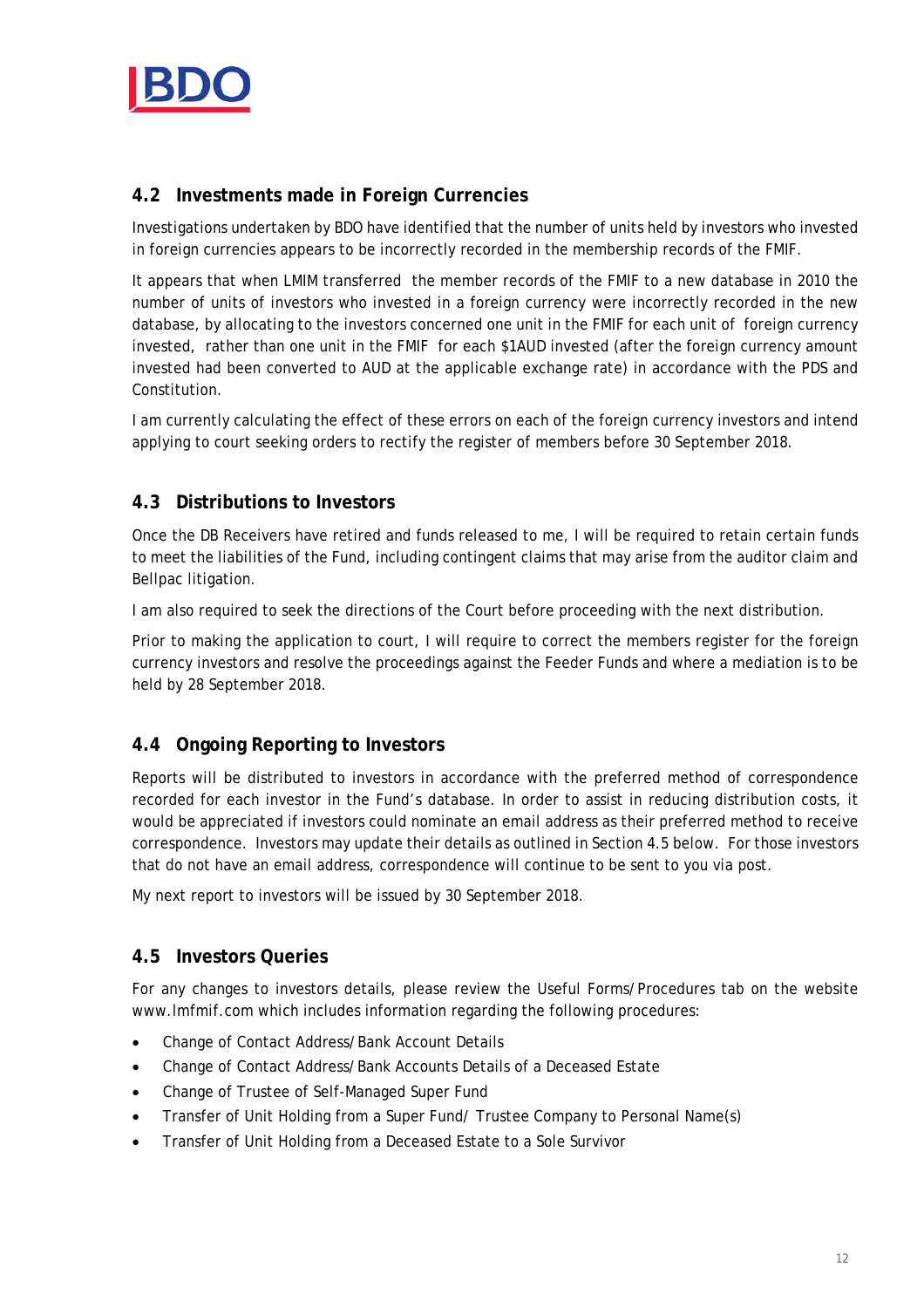## 4.2 Investments made in Foreign Currencies

Investigations undertaken by BDO have identified that the number of units held by investors who invested in foreign currencies appears to be incorrectly recorded in the membership records of the FMIF.

It appears that when LMIM transferred the member records of the FMIF to a new database in 2010 the number of units of investors who invested in a foreign currency were incorrectly recorded in the new database, by allocating to the investors concerned one unit in the FMIF for each unit of foreign currency invested, rather than one unit in the FMIF for each $1AUD invested (after the foreign currency amount invested had been converted to AUD at the applicable exchange rate) in accordance with the PDS and Constitution.

I am currently calculating the effect of these errors on each of the foreign currency investors and intend applying to court seeking orders to rectify the register of members before 30 September 2018.

## 4.3 Distributions to Investors

Once the DB Receivers have retired and funds released to me, I will be required to retain certain funds to meet the liabilities of the Fund, including contingent claims that may arise from the auditor claim and Bellpac litigation.

I am also required to seek the directions of the Court before proceeding with the next distribution.

Prior to making the application to court, I will require to correct the members register for the foreign currency investors and resolve the proceedings against the Feeder Funds and where a mediation is to be held by 28 September 2018.

## 4.4 Ongoing Reporting to Investors

Reports will be distributed to investors in accordance with the preferred method of correspondence recorded for each investor in the Fund's database. In order to assist in reducing distribution costs, it would be appreciated if investors could nominate an email address as their preferred method to receive correspondence. Investors may update their details as outlined in Section 4.5 below. For those investors that do not have an email address, correspondence will continue to be sent to you via post.

My next report to investors will be issued by 30 September 2018.

## 4.5 Investors Queries

For any changes to investors details, please review the Useful Forms/Procedures tab on the website www.lmfmif.com which includes information regarding the following procedures:

- Change of Contact Address/Bank Account Details
- Change of Contact Address/Bank Accounts Details of a Deceased Estate
- Change of Trustee of Self-Managed Super Fund
- Transfer of Unit Holding from a Super Fund/ Trustee Company to Personal Name(s)
- Transfer of Unit Holding from a Deceased Estate to a Sole Survivor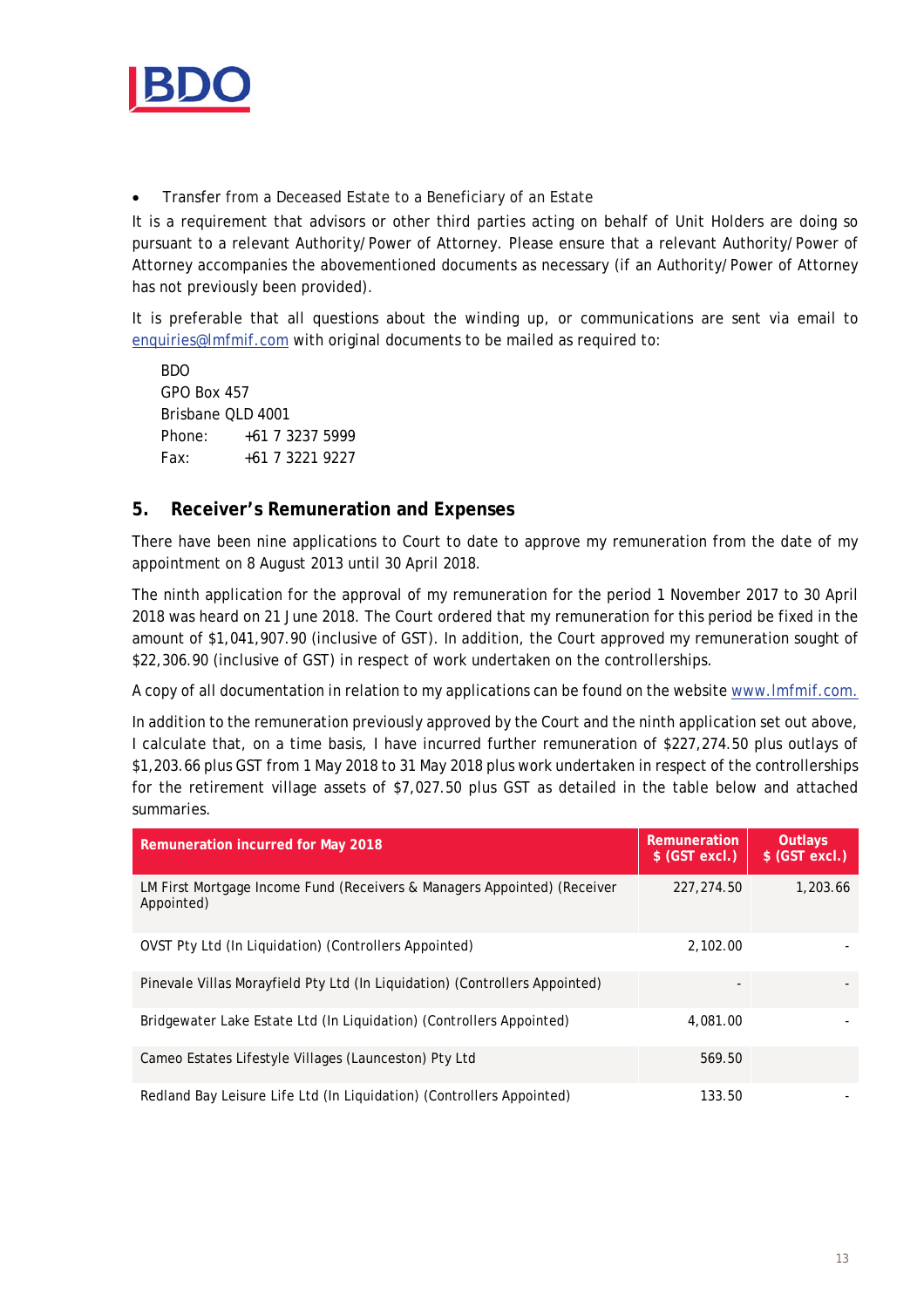- Transfer from a Deceased Estate to a Beneficiary of an Estate

It is a requirement that advisors or other third parties acting on behalf of Unit Holders are doing so pursuant to a relevant Authority/Power of Attorney. Please ensure that a relevant Authority/Power of Attorney accompanies the abovementioned documents as necessary (if an Authority/Power of Attorney has not previously been provided).

It is preferable that all questions about the winding up, or communications are sent via email to enquiries@lmfmif.com with original documents to be mailed as required to:

BDO
GPO Box 457
Brisbane QLD 4001
Phone: +61 7 3237 5999
Fax: +61 7 3221 9227

## 5. Receiver's Remuneration and Expenses

There have been nine applications to Court to date to approve my remuneration from the date of my appointment on 8 August 2013 until 30 April 2018.

The ninth application for the approval of my remuneration for the period 1 November 2017 to 30 April 2018 was heard on 21 June 2018. The Court ordered that my remuneration for this period be fixed in the amount of $1,041,907.90 (inclusive of GST). In addition, the Court approved my remuneration sought of $22,306.90 (inclusive of GST) in respect of work undertaken on the controllerships.

A copy of all documentation in relation to my applications can be found on the website www.lmfmif.com.

In addition to the remuneration previously approved by the Court and the ninth application set out above, I calculate that, on a time basis, I have incurred further remuneration of $227,274.50 plus outlays of $1,203.66 plus GST from 1 May 2018 to 31 May 2018 plus work undertaken in respect of the controllerships for the retirement village assets of $7,027.50 plus GST as detailed in the table below and attached summaries.

| Remuneration incurred for May 2018 | Remuneration $ (GST excl.) | Outlays $ (GST excl.) |
|---|---|---|
| LM First Mortgage Income Fund (Receivers & Managers Appointed) (Receiver Appointed) | 227,274.50 | 1,203.66 |
| OVST Pty Ltd (In Liquidation) (Controllers Appointed) | 2,102.00 | - |
| Pinevale Villas Morayfield Pty Ltd (In Liquidation) (Controllers Appointed) | - | - |
| Bridgewater Lake Estate Ltd (In Liquidation) (Controllers Appointed) | 4,081.00 | - |
| Cameo Estates Lifestyle Villages (Launceston) Pty Ltd | 569.50 | |
| Redland Bay Leisure Life Ltd (In Liquidation) (Controllers Appointed) | 133.50 | - |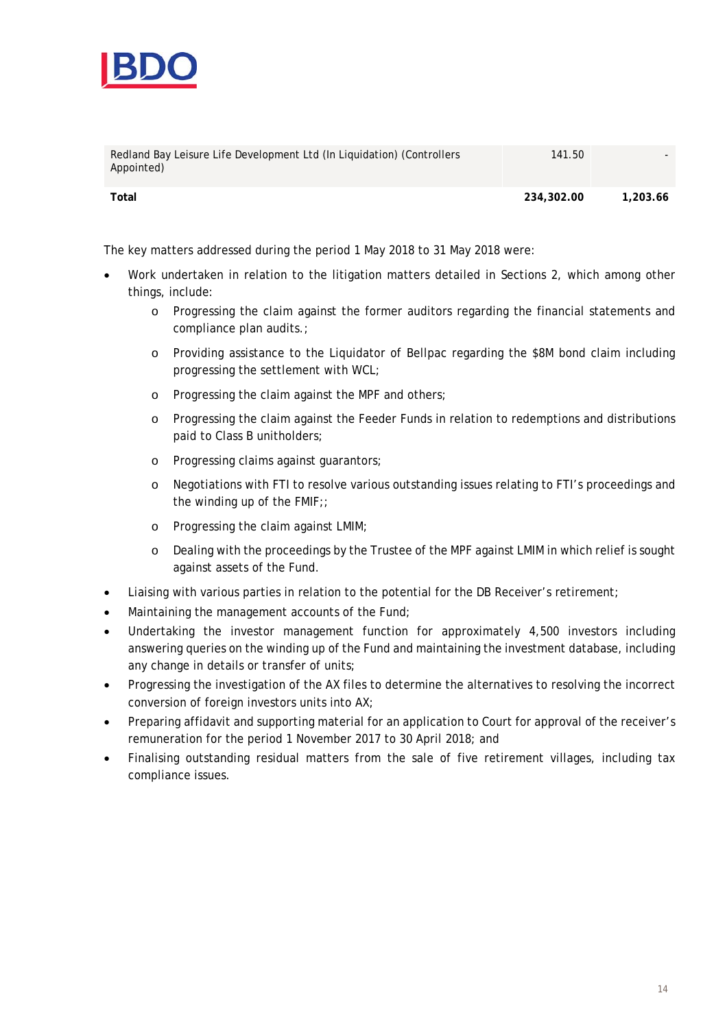| | | |
|---|---|---|
| Redland Bay Leisure Life Development Ltd (In Liquidation) (Controllers Appointed) | 141.50 | - |
| **Total** | **234,302.00** | **1,203.66** |

The key matters addressed during the period 1 May 2018 to 31 May 2018 were:

- Work undertaken in relation to the litigation matters detailed in Sections 2, which among other things, include:
  - Progressing the claim against the former auditors regarding the financial statements and compliance plan audits.;
  - Providing assistance to the Liquidator of Bellpac regarding the $8M bond claim including progressing the settlement with WCL;
  - Progressing the claim against the MPF and others;
  - Progressing the claim against the Feeder Funds in relation to redemptions and distributions paid to Class B unitholders;
  - Progressing claims against guarantors;
  - Negotiations with FTI to resolve various outstanding issues relating to FTI's proceedings and the winding up of the FMIF;;
  - Progressing the claim against LMIM;
  - Dealing with the proceedings by the Trustee of the MPF against LMIM in which relief is sought against assets of the Fund.
- Liaising with various parties in relation to the potential for the DB Receiver's retirement;
- Maintaining the management accounts of the Fund;
- Undertaking the investor management function for approximately 4,500 investors including answering queries on the winding up of the Fund and maintaining the investment database, including any change in details or transfer of units;
- Progressing the investigation of the AX files to determine the alternatives to resolving the incorrect conversion of foreign investors units into AX;
- Preparing affidavit and supporting material for an application to Court for approval of the receiver's remuneration for the period 1 November 2017 to 30 April 2018; and
- Finalising outstanding residual matters from the sale of five retirement villages, including tax compliance issues.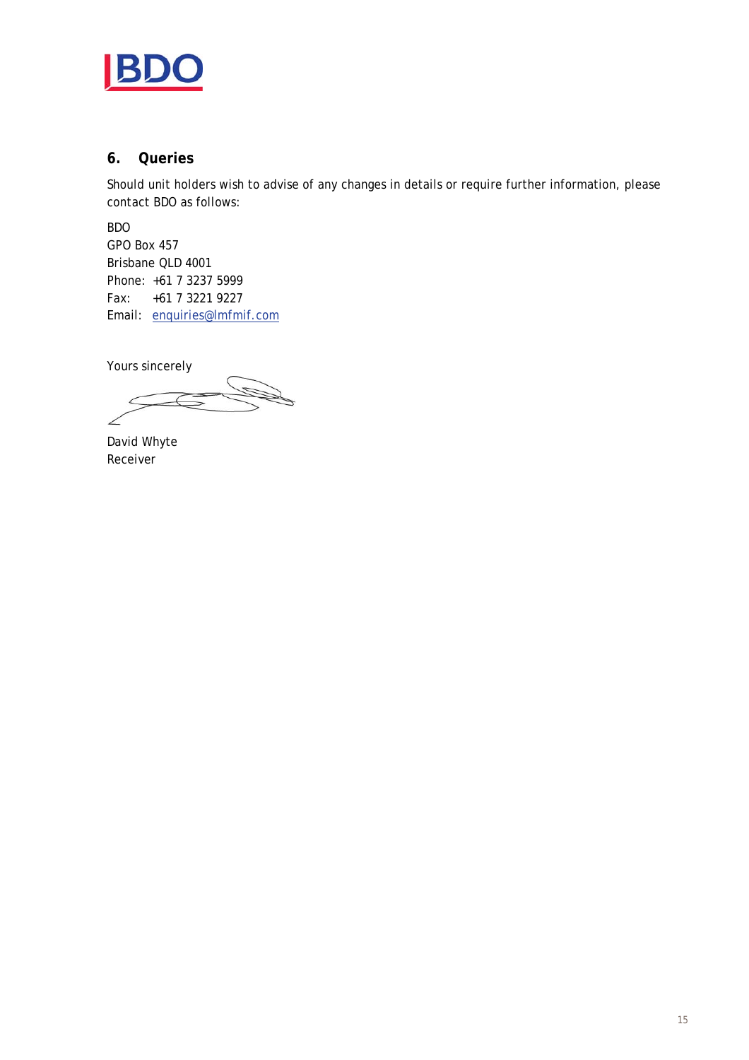## 6. Queries

Should unit holders wish to advise of any changes in details or require further information, please contact BDO as follows:

BDO  
GPO Box 457  
Brisbane QLD 4001  
Phone: +61 7 3237 5999  
Fax: +61 7 3221 9227  
Email: enquiries@lmfmif.com

Yours sincerely

David Whyte  
Receiver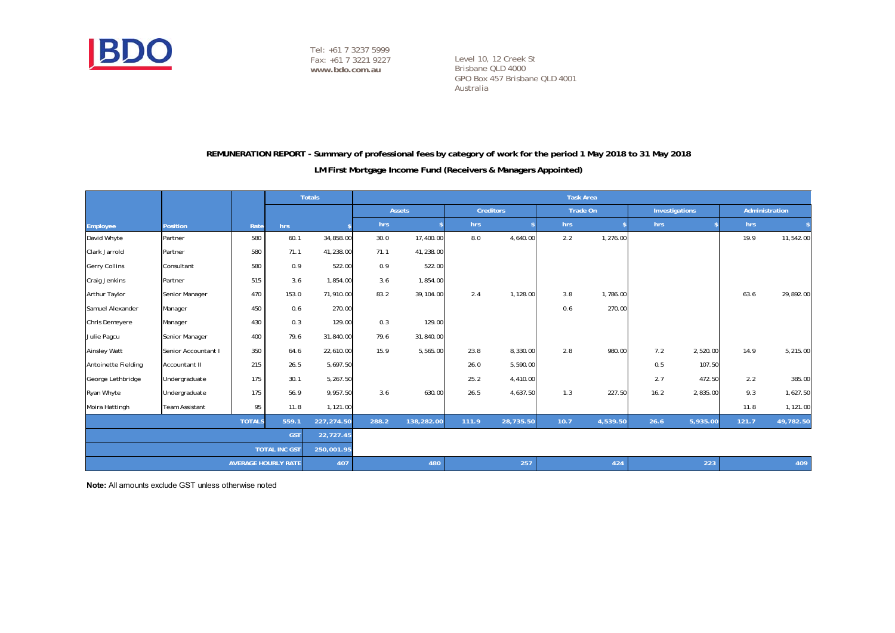BDO

Tel: +61 7 3237 5999
Fax: +61 7 3221 9227
**www.bdo.com.au**

Level 10, 12 Creek St
Brisbane QLD 4000
GPO Box 457 Brisbane QLD 4001
Australia

**REMUNERATION REPORT - Summary of professional fees by category of work for the period 1 May 2018 to 31 May 2018**

**LM First Mortgage Income Fund (Receivers & Managers Appointed)**

| | | | Totals | | Task Area | | | | | | | | | |
|---|---|---|---|---|---|---|---|---|---|---|---|---|---|---|
| | | | | | Assets | | Creditors | | Trade On | | Investigations | | Administration | |
| Employee | Position | Rate | hrs | $ | hrs | $ | hrs | $ | hrs | $ | hrs | $ | hrs | $ |
| David Whyte | Partner | 580 | 60.1 | 34,858.00 | 30.0 | 17,400.00 | 8.0 | 4,640.00 | 2.2 | 1,276.00 | | | 19.9 | 11,542.00 |
| Clark Jarrold | Partner | 580 | 71.1 | 41,238.00 | 71.1 | 41,238.00 | | | | | | | | |
| Gerry Collins | Consultant | 580 | 0.9 | 522.00 | 0.9 | 522.00 | | | | | | | | |
| Craig Jenkins | Partner | 515 | 3.6 | 1,854.00 | 3.6 | 1,854.00 | | | | | | | | |
| Arthur Taylor | Senior Manager | 470 | 153.0 | 71,910.00 | 83.2 | 39,104.00 | 2.4 | 1,128.00 | 3.8 | 1,786.00 | | | 63.6 | 29,892.00 |
| Samuel Alexander | Manager | 450 | 0.6 | 270.00 | | | | | 0.6 | 270.00 | | | | |
| Chris Demeyere | Manager | 430 | 0.3 | 129.00 | 0.3 | 129.00 | | | | | | | | |
| Julie Pagcu | Senior Manager | 400 | 79.6 | 31,840.00 | 79.6 | 31,840.00 | | | | | | | | |
| Ainsley Watt | Senior Accountant I | 350 | 64.6 | 22,610.00 | 15.9 | 5,565.00 | 23.8 | 8,330.00 | 2.8 | 980.00 | 7.2 | 2,520.00 | 14.9 | 5,215.00 |
| Antoinette Fielding | Accountant II | 215 | 26.5 | 5,697.50 | | | 26.0 | 5,590.00 | | | 0.5 | 107.50 | | |
| George Lethbridge | Undergraduate | 175 | 30.1 | 5,267.50 | | | 25.2 | 4,410.00 | | | 2.7 | 472.50 | 2.2 | 385.00 |
| Ryan Whyte | Undergraduate | 175 | 56.9 | 9,957.50 | 3.6 | 630.00 | 26.5 | 4,637.50 | 1.3 | 227.50 | 16.2 | 2,835.00 | 9.3 | 1,627.50 |
| Moira Hattingh | Team Assistant | 95 | 11.8 | 1,121.00 | | | | | | | | | 11.8 | 1,121.00 |
| | | **TOTALS** | **559.1** | **227,274.50** | **288.2** | **138,282.00** | **111.9** | **28,735.50** | **10.7** | **4,539.50** | **26.6** | **5,935.00** | **121.7** | **49,782.50** |
| | | | **GST** | **22,727.45** | | | | | | | | | | |
| | | | **TOTAL INC GST** | **250,001.95** | | | | | | | | | | |
| | | | **AVERAGE HOURLY RATE** | **407** | | **480** | | **257** | | **424** | | **223** | | **409** |

**Note:** All amounts exclude GST unless otherwise noted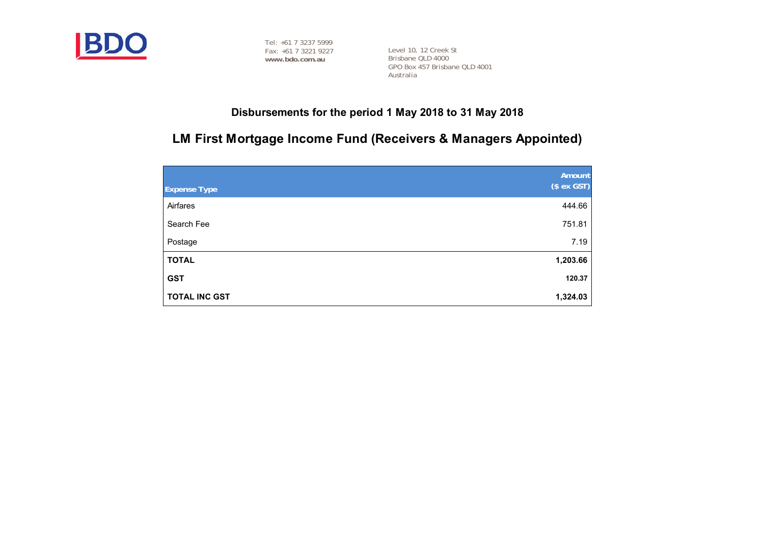BDO

Tel: +61 7 3237 5999
Fax: +61 7 3221 9227
**www.bdo.com.au**

Level 10, 12 Creek St
Brisbane QLD 4000
GPO Box 457 Brisbane QLD 4001
Australia

## Disbursements for the period 1 May 2018 to 31 May 2018

# LM First Mortgage Income Fund (Receivers & Managers Appointed)

| Expense Type | Amount ($ ex GST) |
|---|---:|
| Airfares | 444.66 |
| Search Fee | 751.81 |
| Postage | 7.19 |
| **TOTAL** | **1,203.66** |
| **GST** | **120.37** |
| **TOTAL INC GST** | **1,324.03** |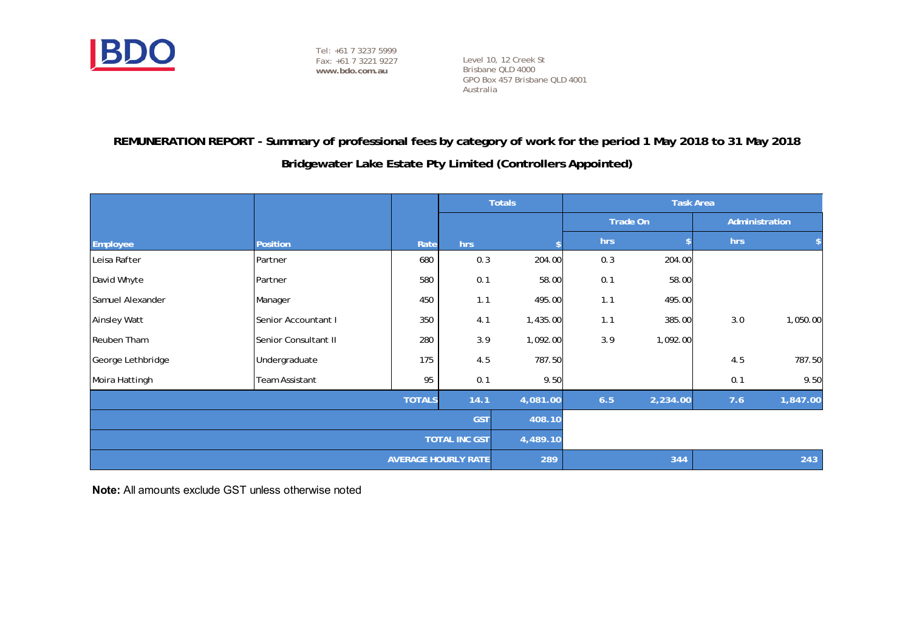Tel: +61 7 3237 5999
Fax: +61 7 3221 9227
**www.bdo.com.au**

Level 10, 12 Creek St
Brisbane QLD 4000
GPO Box 457 Brisbane QLD 4001
Australia

**REMUNERATION REPORT - Summary of professional fees by category of work for the period 1 May 2018 to 31 May 2018**

**Bridgewater Lake Estate Pty Limited (Controllers Appointed)**

| | | | Totals | | Task Area | | | |
|---|---|---|---|---|---|---|---|---|
| | | | | | Trade On | | Administration | |
| Employee | Position | Rate | hrs | $ | hrs | $ | hrs | $ |
| Leisa Rafter | Partner | 680 | 0.3 | 204.00 | 0.3 | 204.00 | | |
| David Whyte | Partner | 580 | 0.1 | 58.00 | 0.1 | 58.00 | | |
| Samuel Alexander | Manager | 450 | 1.1 | 495.00 | 1.1 | 495.00 | | |
| Ainsley Watt | Senior Accountant I | 350 | 4.1 | 1,435.00 | 1.1 | 385.00 | 3.0 | 1,050.00 |
| Reuben Tham | Senior Consultant II | 280 | 3.9 | 1,092.00 | 3.9 | 1,092.00 | | |
| George Lethbridge | Undergraduate | 175 | 4.5 | 787.50 | | | 4.5 | 787.50 |
| Moira Hattingh | Team Assistant | 95 | 0.1 | 9.50 | | | 0.1 | 9.50 |
| | | TOTALS | 14.1 | 4,081.00 | 6.5 | 2,234.00 | 7.6 | 1,847.00 |
| | | | GST | 408.10 | | | | |
| | | | TOTAL INC GST | 4,489.10 | | | | |
| | | | AVERAGE HOURLY RATE | 289 | | 344 | | 243 |

**Note:** All amounts exclude GST unless otherwise noted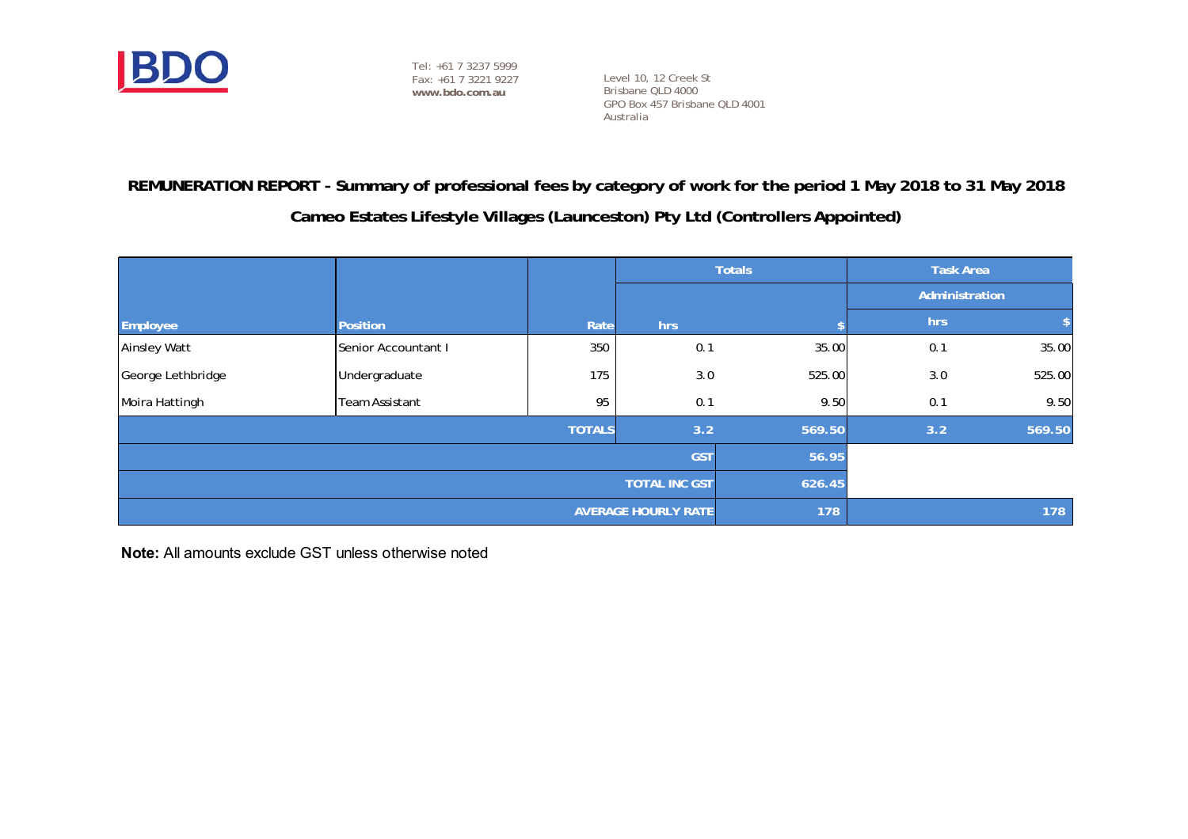BDO

Tel: +61 7 3237 5999
Fax: +61 7 3221 9227
**www.bdo.com.au**

Level 10, 12 Creek St
Brisbane QLD 4000
GPO Box 457 Brisbane QLD 4001
Australia

**REMUNERATION REPORT - Summary of professional fees by category of work for the period 1 May 2018 to 31 May 2018**

**Cameo Estates Lifestyle Villages (Launceston) Pty Ltd (Controllers Appointed)**

| | | | Totals | | Task Area | |
|---|---|---|---|---|---|---|
| | | | | | Administration | |
| Employee | Position | Rate | hrs | $ | hrs | $ |
| Ainsley Watt | Senior Accountant I | 350 | 0.1 | 35.00 | 0.1 | 35.00 |
| George Lethbridge | Undergraduate | 175 | 3.0 | 525.00 | 3.0 | 525.00 |
| Moira Hattingh | Team Assistant | 95 | 0.1 | 9.50 | 0.1 | 9.50 |
| | | **TOTALS** | **3.2** | **569.50** | **3.2** | **569.50** |
| | | | **GST** | **56.95** | | |
| | | | **TOTAL INC GST** | **626.45** | | |
| | | | **AVERAGE HOURLY RATE** | **178** | | **178** |

**Note:** All amounts exclude GST unless otherwise noted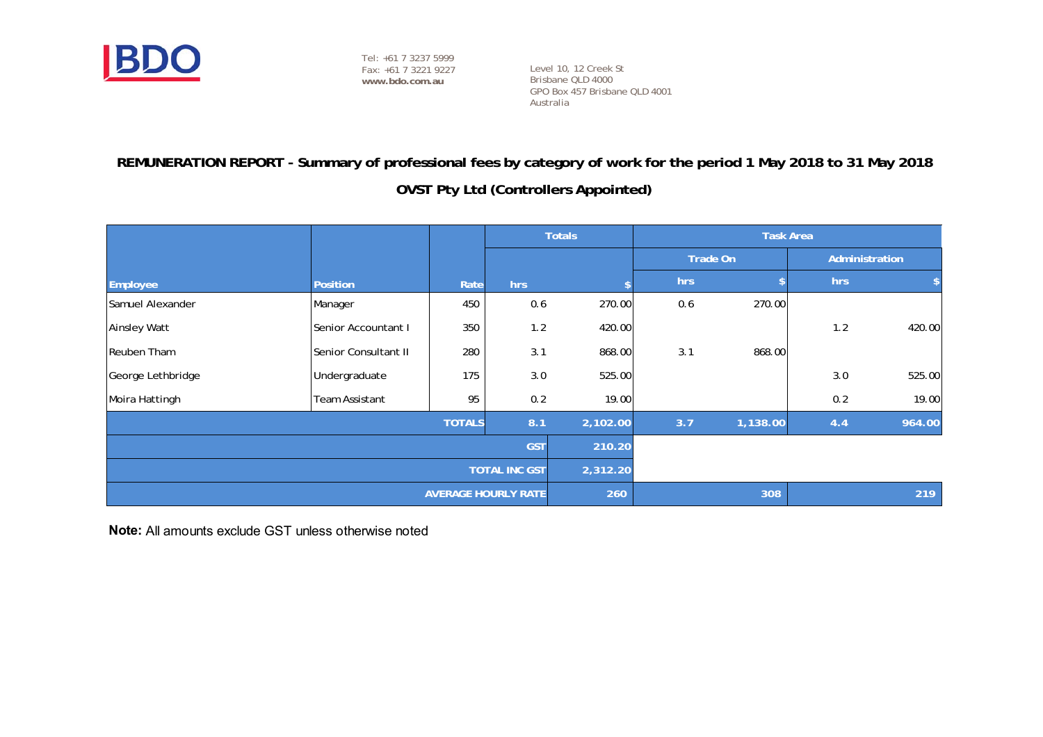BDO

Tel: +61 7 3237 5999
Fax: +61 7 3221 9227
**www.bdo.com.au**

Level 10, 12 Creek St
Brisbane QLD 4000
GPO Box 457 Brisbane QLD 4001
Australia

## REMUNERATION REPORT - Summary of professional fees by category of work for the period 1 May 2018 to 31 May 2018

## OVST Pty Ltd (Controllers Appointed)

| | | | Totals | | Task Area | | | |
|---|---|---|---|---|---|---|---|---|
| | | | | | Trade On | | Administration | |
| Employee | Position | Rate | hrs | $ | hrs | $ | hrs | $ |
| Samuel Alexander | Manager | 450 | 0.6 | 270.00 | 0.6 | 270.00 | | |
| Ainsley Watt | Senior Accountant I | 350 | 1.2 | 420.00 | | | 1.2 | 420.00 |
| Reuben Tham | Senior Consultant II | 280 | 3.1 | 868.00 | 3.1 | 868.00 | | |
| George Lethbridge | Undergraduate | 175 | 3.0 | 525.00 | | | 3.0 | 525.00 |
| Moira Hattingh | Team Assistant | 95 | 0.2 | 19.00 | | | 0.2 | 19.00 |
| | | TOTALS | 8.1 | 2,102.00 | 3.7 | 1,138.00 | 4.4 | 964.00 |
| | | | GST | 210.20 | | | | |
| | | | TOTAL INC GST | 2,312.20 | | | | |
| | | | AVERAGE HOURLY RATE | 260 | | 308 | | 219 |

**Note:** All amounts exclude GST unless otherwise noted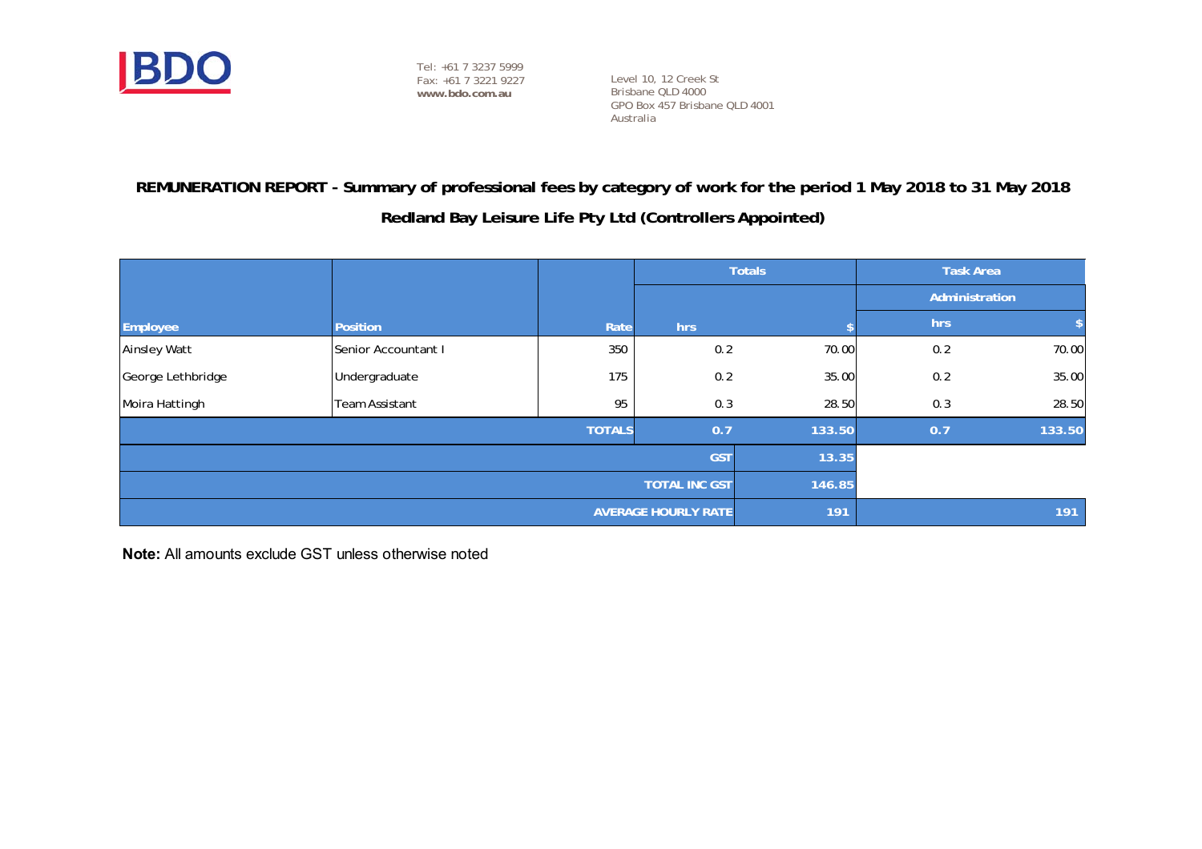BDO

Tel: +61 7 3237 5999
Fax: +61 7 3221 9227
**www.bdo.com.au**

Level 10, 12 Creek St
Brisbane QLD 4000
GPO Box 457 Brisbane QLD 4001
Australia

## REMUNERATION REPORT - Summary of professional fees by category of work for the period 1 May 2018 to 31 May 2018

## Redland Bay Leisure Life Pty Ltd (Controllers Appointed)

| | | | Totals | | Task Area | |
|---|---|---|---|---|---|---|
| | | | | | Administration | |
| **Employee** | **Position** | **Rate** | **hrs** | **$** | **hrs** | **$** |
| Ainsley Watt | Senior Accountant I | 350 | 0.2 | 70.00 | 0.2 | 70.00 |
| George Lethbridge | Undergraduate | 175 | 0.2 | 35.00 | 0.2 | 35.00 |
| Moira Hattingh | Team Assistant | 95 | 0.3 | 28.50 | 0.3 | 28.50 |
| | | **TOTALS** | **0.7** | **133.50** | **0.7** | **133.50** |
| | | | **GST** | **13.35** | | |
| | | | **TOTAL INC GST** | **146.85** | | |
| | | | **AVERAGE HOURLY RATE** | **191** | | **191** |

**Note:** All amounts exclude GST unless otherwise noted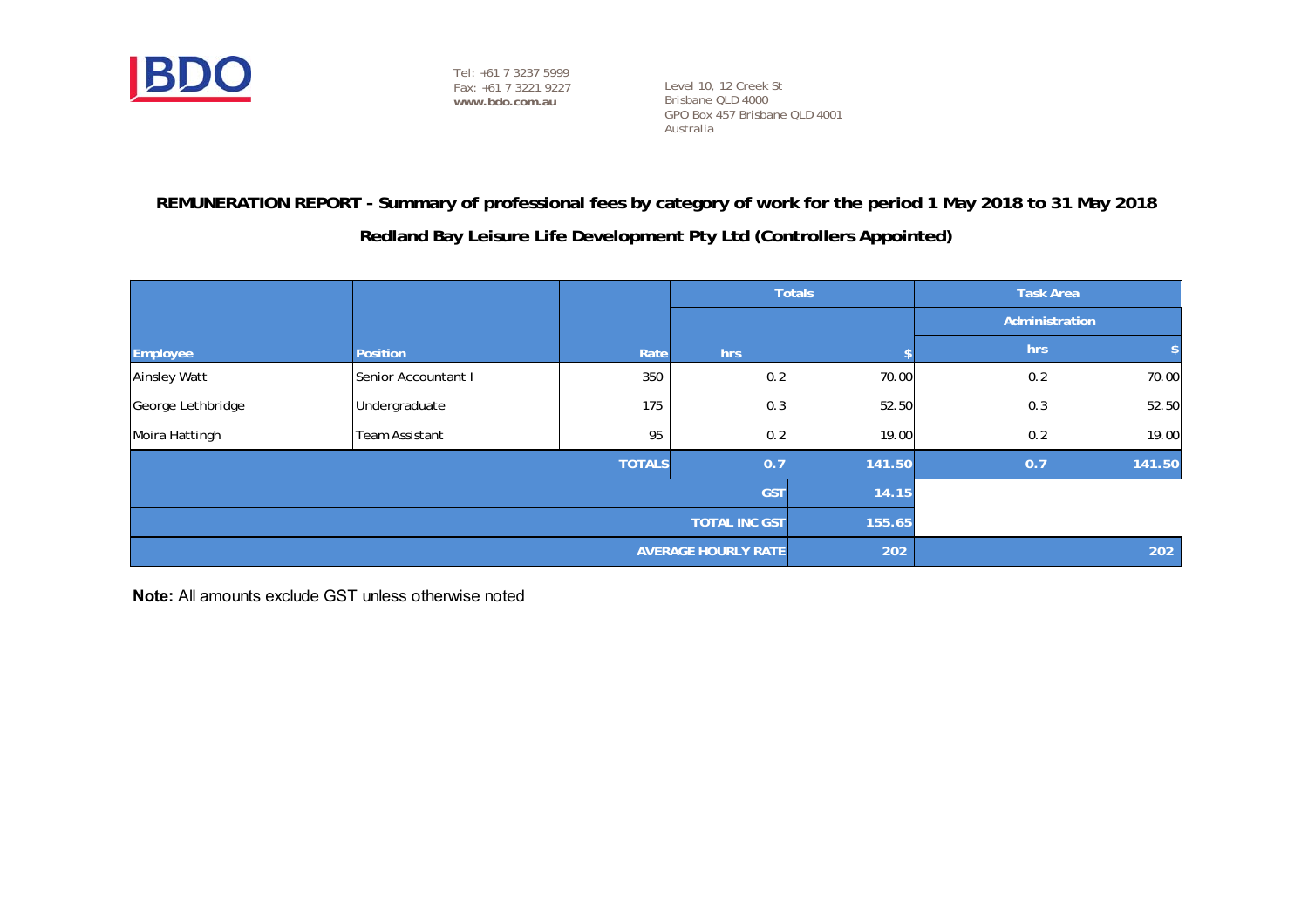BDO

Tel: +61 7 3237 5999
Fax: +61 7 3221 9227
**www.bdo.com.au**

Level 10, 12 Creek St
Brisbane QLD 4000
GPO Box 457 Brisbane QLD 4001
Australia

## REMUNERATION REPORT - Summary of professional fees by category of work for the period 1 May 2018 to 31 May 2018

## Redland Bay Leisure Life Development Pty Ltd (Controllers Appointed)

| | | | Totals | | Task Area | |
|---|---|---|---|---|---|---|
| | | | | | Administration | |
| Employee | Position | Rate | hrs | $ | hrs | $ |
| Ainsley Watt | Senior Accountant I | 350 | 0.2 | 70.00 | 0.2 | 70.00 |
| George Lethbridge | Undergraduate | 175 | 0.3 | 52.50 | 0.3 | 52.50 |
| Moira Hattingh | Team Assistant | 95 | 0.2 | 19.00 | 0.2 | 19.00 |
| | | **TOTALS** | **0.7** | **141.50** | **0.7** | **141.50** |
| | | | **GST** | **14.15** | | |
| | | | **TOTAL INC GST** | **155.65** | | |
| | | | **AVERAGE HOURLY RATE** | **202** | | **202** |

**Note:** All amounts exclude GST unless otherwise noted